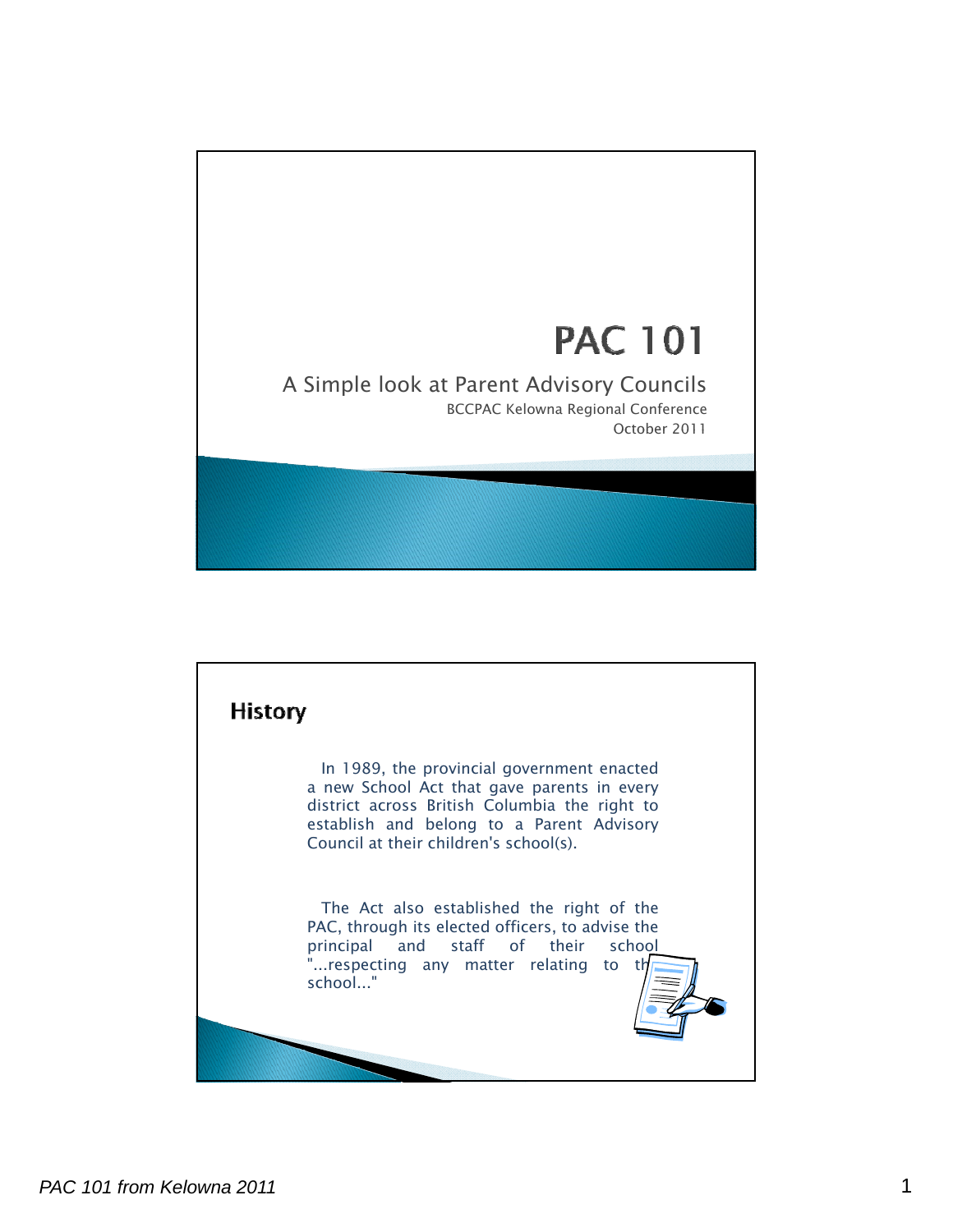# PAC 101

A Simple look at Parent Advisory Councils

BCCPAC Kelowna Regional Conference

October 2011

## History

In 1989, the provincial government enacted a new School Act that gave parents in every district across British Columbia the right to establish and belong to a Parent Advisory Council at their children's school(s).

The Act also established the right of the PAC, through its elected officers, to advise the principal and staff of their school "...respecting any matter relating to the school..."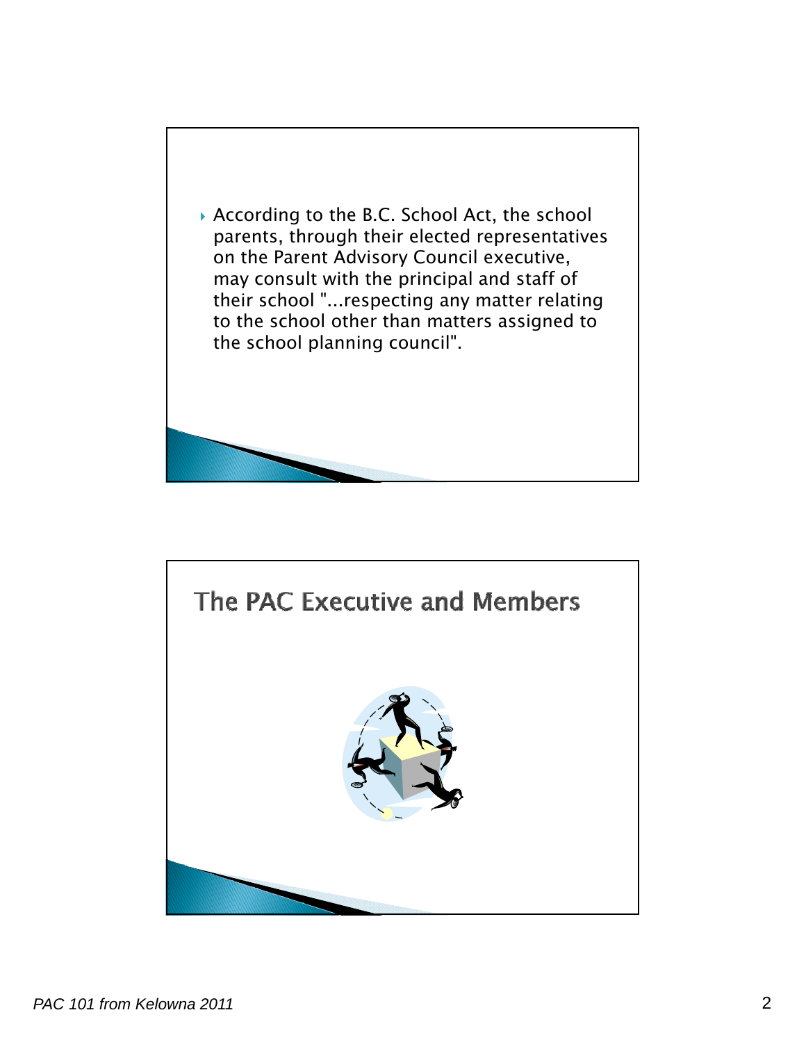- According to the B.C. School Act, the school parents, through their elected representatives on the Parent Advisory Council executive, may consult with the principal and staff of their school "...respecting any matter relating to the school other than matters assigned to the school planning council".

## The PAC Executive and Members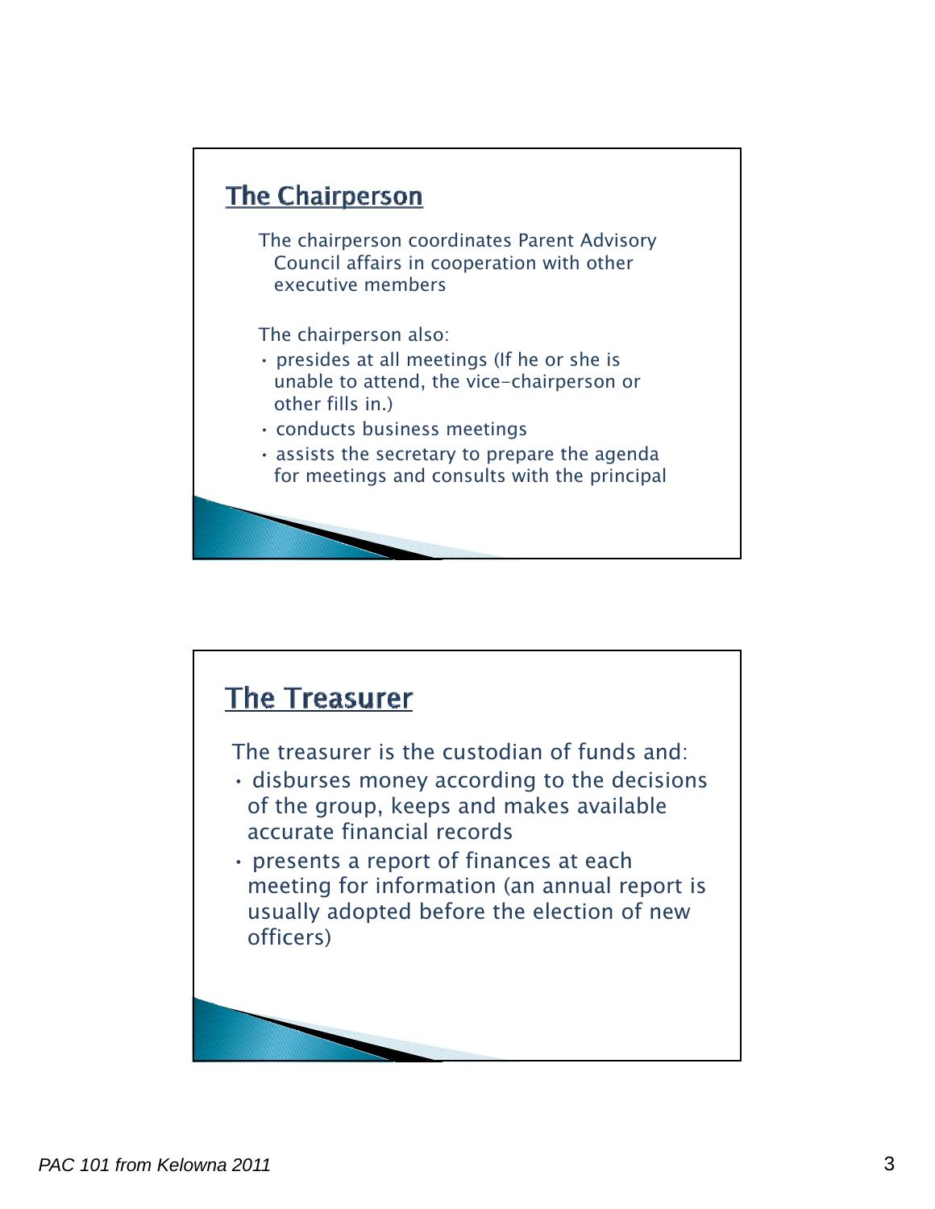## The Chairperson

The chairperson coordinates Parent Advisory Council affairs in cooperation with other executive members

The chairperson also:

- presides at all meetings (If he or she is unable to attend, the vice-chairperson or other fills in.)
- conducts business meetings
- assists the secretary to prepare the agenda for meetings and consults with the principal

## The Treasurer

The treasurer is the custodian of funds and:

- disburses money according to the decisions of the group, keeps and makes available accurate financial records
- presents a report of finances at each meeting for information (an annual report is usually adopted before the election of new officers)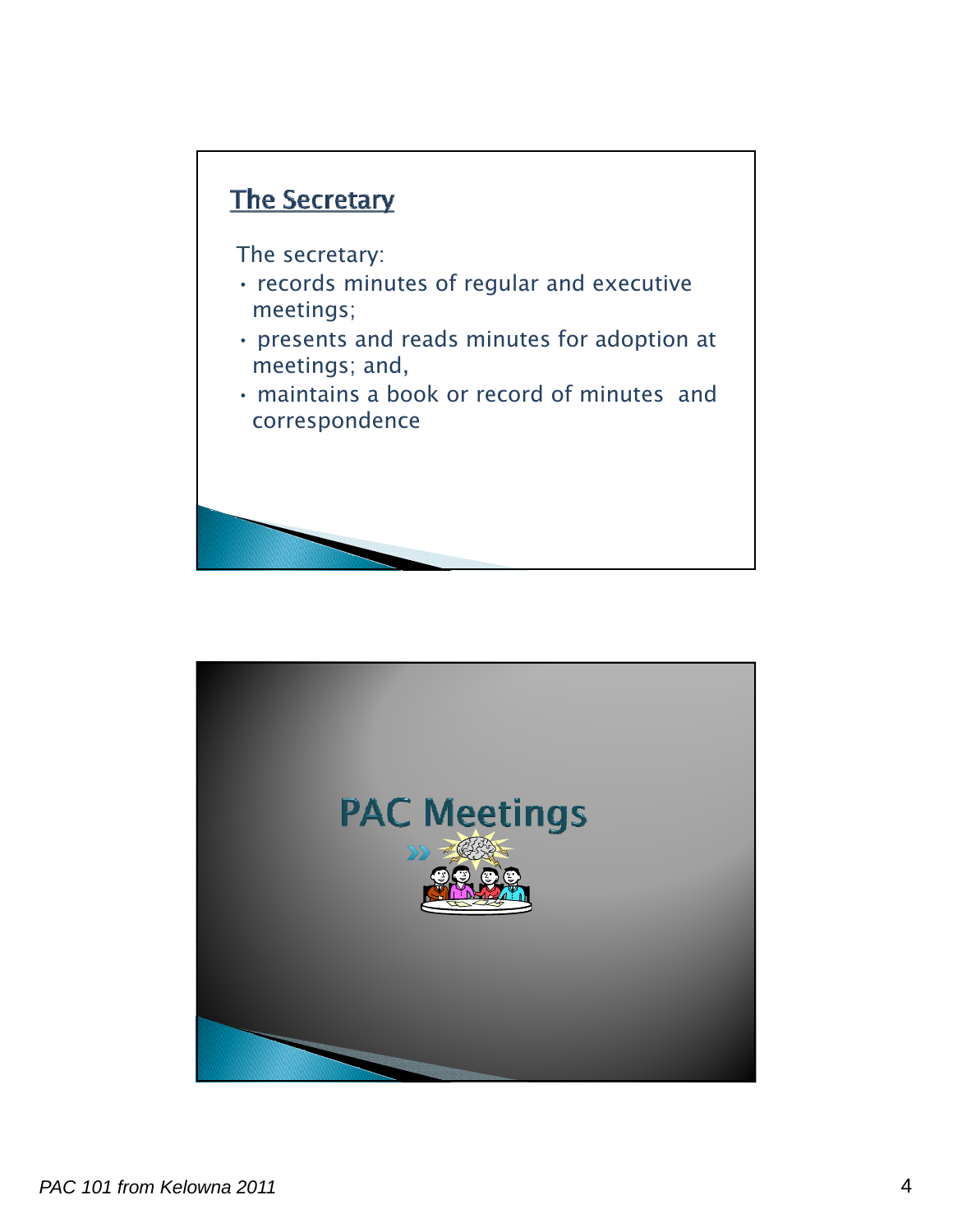## The Secretary

The secretary:

- records minutes of regular and executive meetings;
- presents and reads minutes for adoption at meetings; and,
- maintains a book or record of minutes and correspondence

# PAC Meetings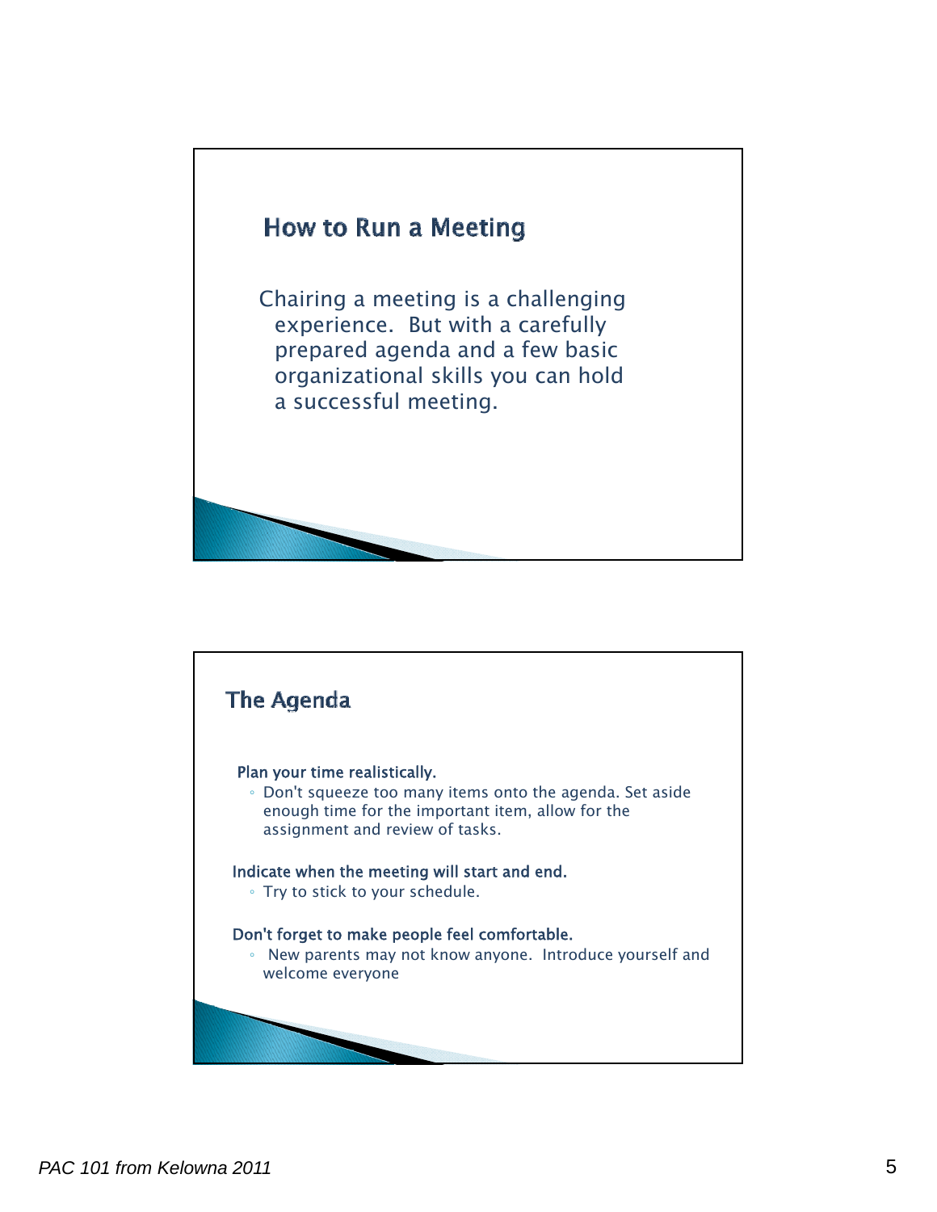## How to Run a Meeting

Chairing a meeting is a challenging experience. But with a carefully prepared agenda and a few basic organizational skills you can hold a successful meeting.

## The Agenda

**Plan your time realistically.**

- Don't squeeze too many items onto the agenda. Set aside enough time for the important item, allow for the assignment and review of tasks.

**Indicate when the meeting will start and end.**

- Try to stick to your schedule.

**Don't forget to make people feel comfortable.**

- New parents may not know anyone. Introduce yourself and welcome everyone

*PAC 101 from Kelowna 2011*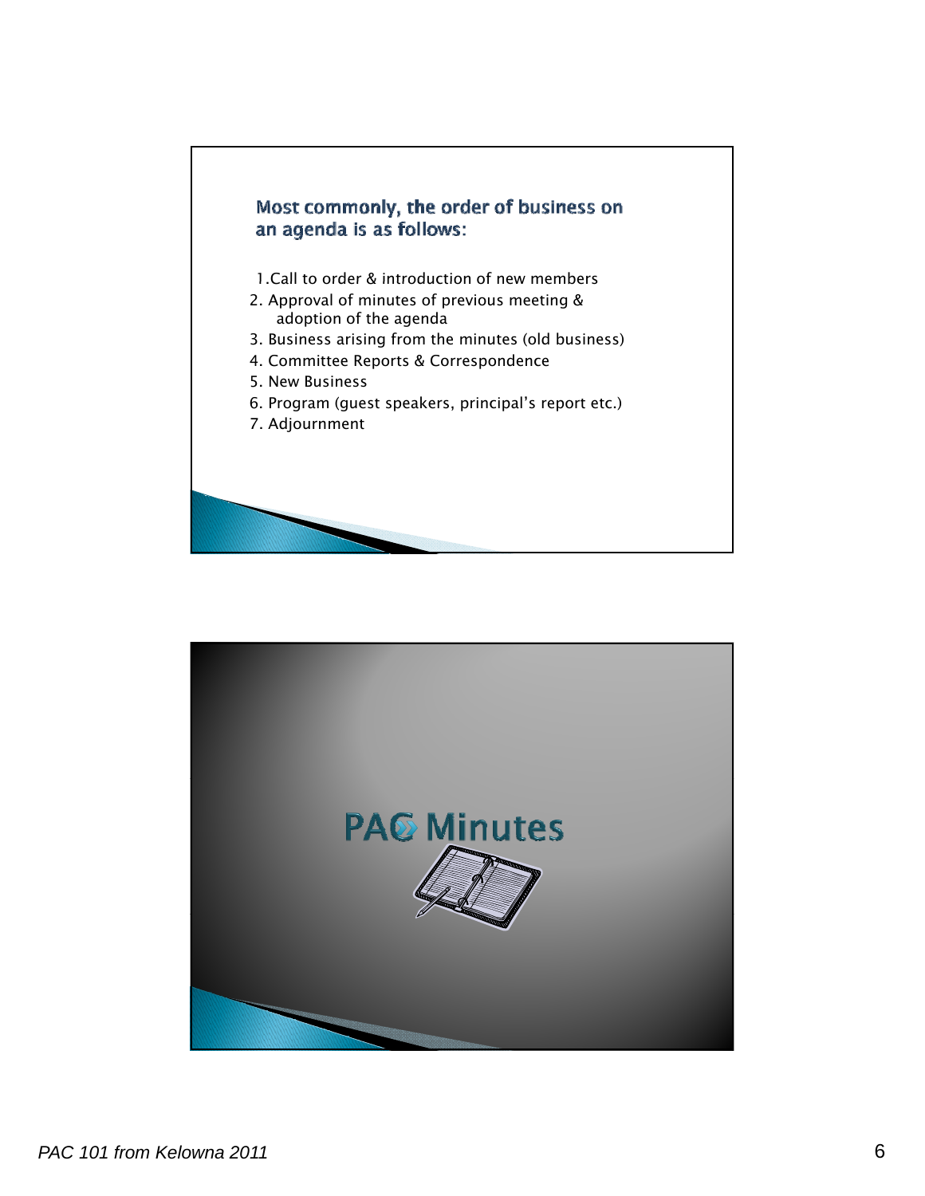## Most commonly, the order of business on an agenda is as follows:

1. Call to order & introduction of new members
2. Approval of minutes of previous meeting & adoption of the agenda
3. Business arising from the minutes (old business)
4. Committee Reports & Correspondence
5. New Business
6. Program (guest speakers, principal's report etc.)
7. Adjournment

## PAC Minutes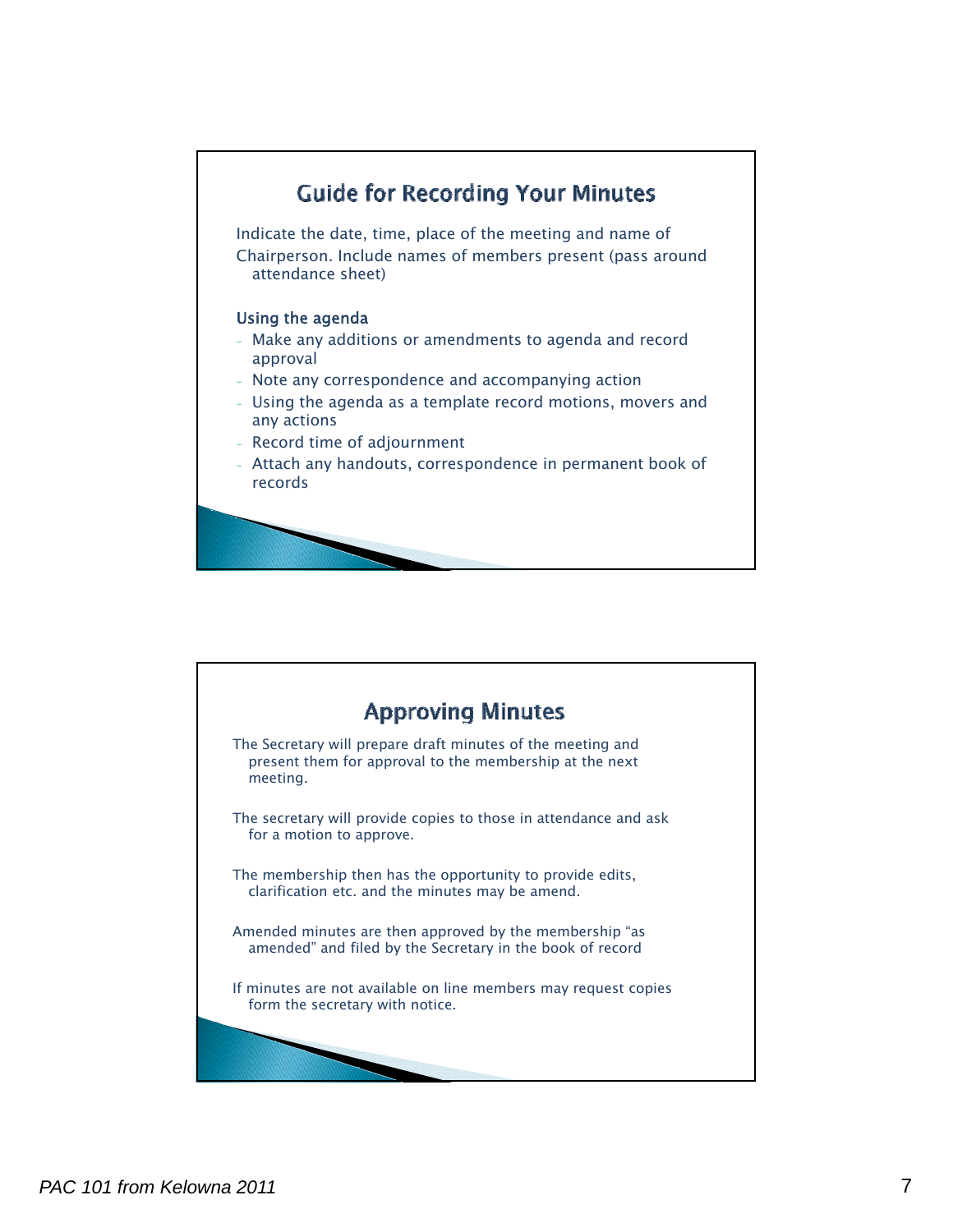## Guide for Recording Your Minutes

Indicate the date, time, place of the meeting and name of Chairperson. Include names of members present (pass around attendance sheet)

**Using the agenda**

- Make any additions or amendments to agenda and record approval
- Note any correspondence and accompanying action
- Using the agenda as a template record motions, movers and any actions
- Record time of adjournment
- Attach any handouts, correspondence in permanent book of records

## Approving Minutes

The Secretary will prepare draft minutes of the meeting and present them for approval to the membership at the next meeting.

The secretary will provide copies to those in attendance and ask for a motion to approve.

The membership then has the opportunity to provide edits, clarification etc. and the minutes may be amend.

Amended minutes are then approved by the membership "as amended" and filed by the Secretary in the book of record

If minutes are not available on line members may request copies form the secretary with notice.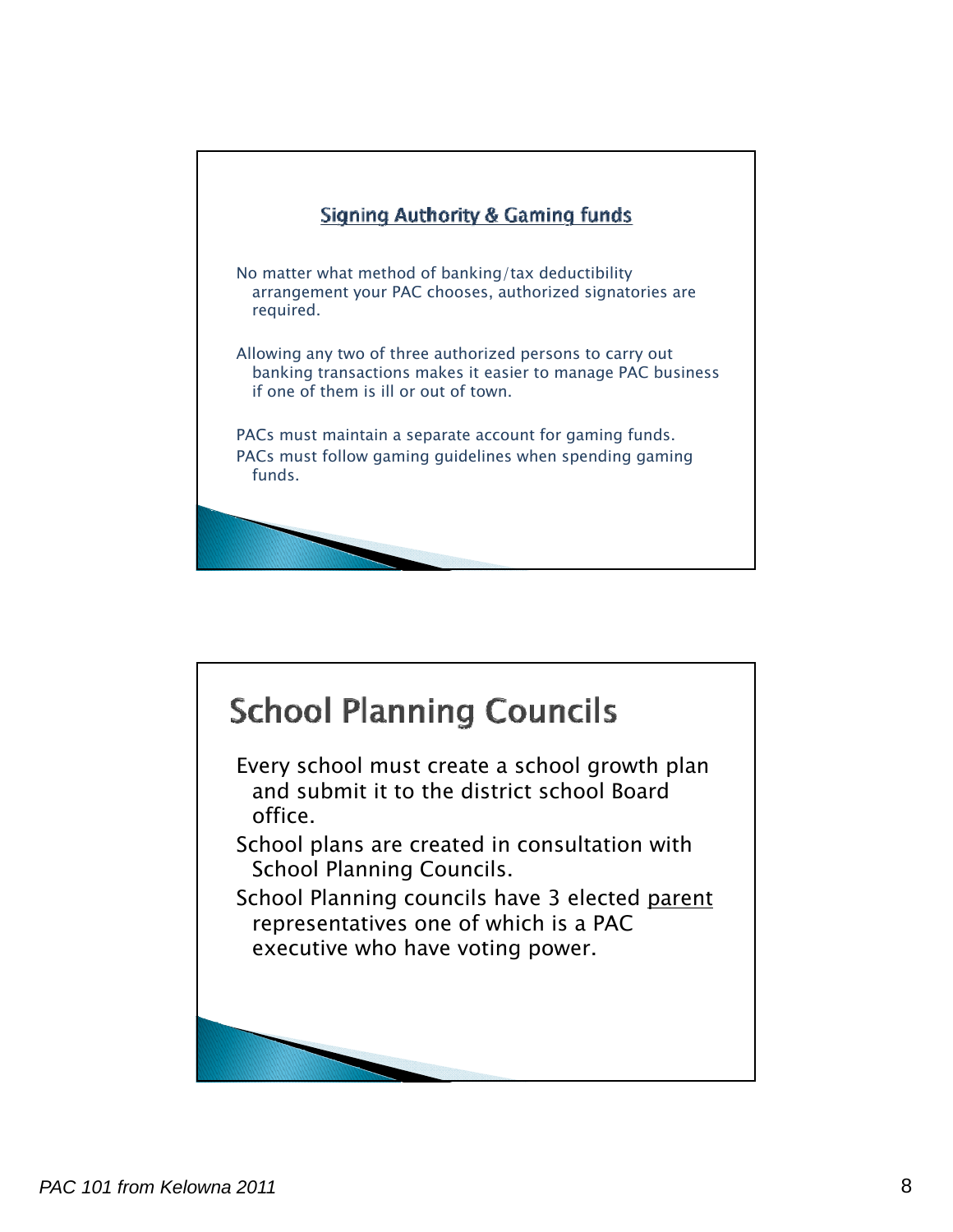## Signing Authority & Gaming funds

No matter what method of banking/tax deductibility arrangement your PAC chooses, authorized signatories are required.

Allowing any two of three authorized persons to carry out banking transactions makes it easier to manage PAC business if one of them is ill or out of town.

PACs must maintain a separate account for gaming funds.

PACs must follow gaming guidelines when spending gaming funds.

## School Planning Councils

Every school must create a school growth plan and submit it to the district school Board office.

School plans are created in consultation with School Planning Councils.

School Planning councils have 3 elected parent representatives one of which is a PAC executive who have voting power.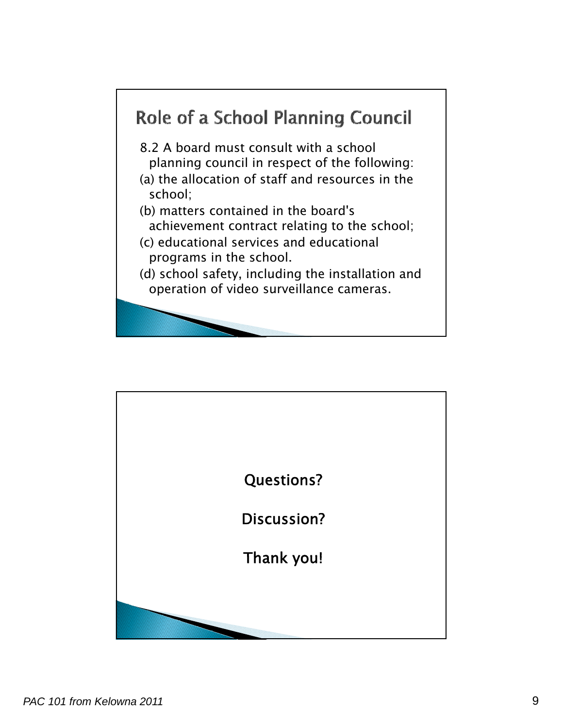## Role of a School Planning Council

8.2 A board must consult with a school planning council in respect of the following:

(a) the allocation of staff and resources in the school;

(b) matters contained in the board's achievement contract relating to the school;

(c) educational services and educational programs in the school.

(d) school safety, including the installation and operation of video surveillance cameras.

Questions?

Discussion?

Thank you!